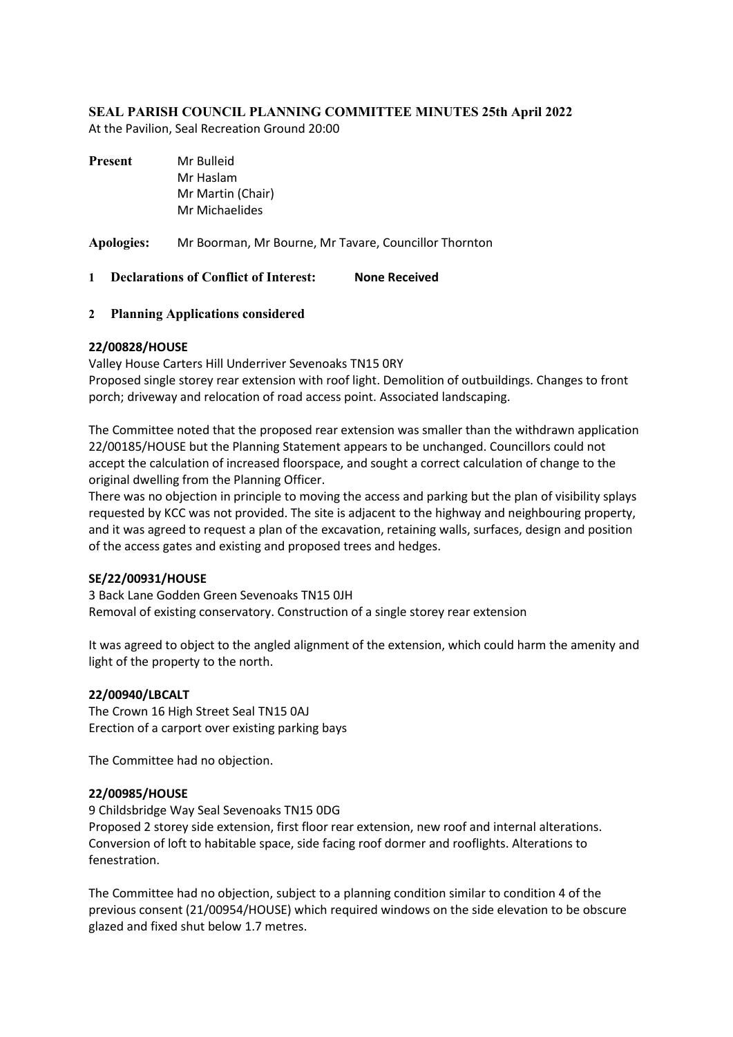**SEAL PARISH COUNCIL PLANNING COMMITTEE MINUTES 25th April 2022**
At the Pavilion, Seal Recreation Ground 20:00

**Present** Mr Bulleid
Mr Haslam
Mr Martin (Chair)
Mr Michaelides

**Apologies:** Mr Boorman, Mr Bourne, Mr Tavare, Councillor Thornton

**1 Declarations of Conflict of Interest: None Received**

**2 Planning Applications considered**

**22/00828/HOUSE**

Valley House Carters Hill Underriver Sevenoaks TN15 0RY
Proposed single storey rear extension with roof light. Demolition of outbuildings. Changes to front porch; driveway and relocation of road access point. Associated landscaping.

The Committee noted that the proposed rear extension was smaller than the withdrawn application 22/00185/HOUSE but the Planning Statement appears to be unchanged. Councillors could not accept the calculation of increased floorspace, and sought a correct calculation of change to the original dwelling from the Planning Officer.
There was no objection in principle to moving the access and parking but the plan of visibility splays requested by KCC was not provided. The site is adjacent to the highway and neighbouring property, and it was agreed to request a plan of the excavation, retaining walls, surfaces, design and position of the access gates and existing and proposed trees and hedges.

**SE/22/00931/HOUSE**

3 Back Lane Godden Green Sevenoaks TN15 0JH
Removal of existing conservatory. Construction of a single storey rear extension

It was agreed to object to the angled alignment of the extension, which could harm the amenity and light of the property to the north.

**22/00940/LBCALT**

The Crown 16 High Street Seal TN15 0AJ
Erection of a carport over existing parking bays

The Committee had no objection.

**22/00985/HOUSE**

9 Childsbridge Way Seal Sevenoaks TN15 0DG
Proposed 2 storey side extension, first floor rear extension, new roof and internal alterations. Conversion of loft to habitable space, side facing roof dormer and rooflights. Alterations to fenestration.

The Committee had no objection, subject to a planning condition similar to condition 4 of the previous consent (21/00954/HOUSE) which required windows on the side elevation to be obscure glazed and fixed shut below 1.7 metres.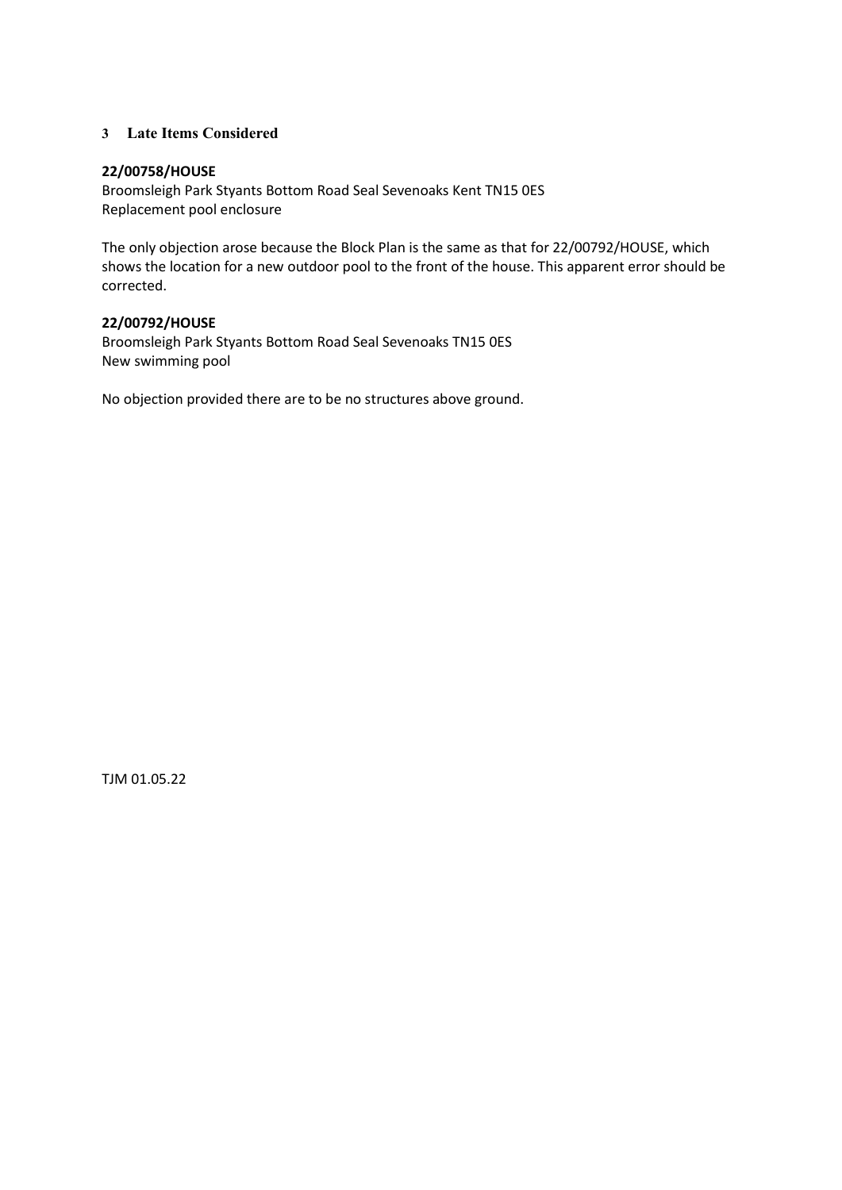## 3 Late Items Considered

**22/00758/HOUSE**
Broomsleigh Park Styants Bottom Road Seal Sevenoaks Kent TN15 0ES
Replacement pool enclosure

The only objection arose because the Block Plan is the same as that for 22/00792/HOUSE, which shows the location for a new outdoor pool to the front of the house. This apparent error should be corrected.

**22/00792/HOUSE**
Broomsleigh Park Styants Bottom Road Seal Sevenoaks TN15 0ES
New swimming pool

No objection provided there are to be no structures above ground.

TJM 01.05.22